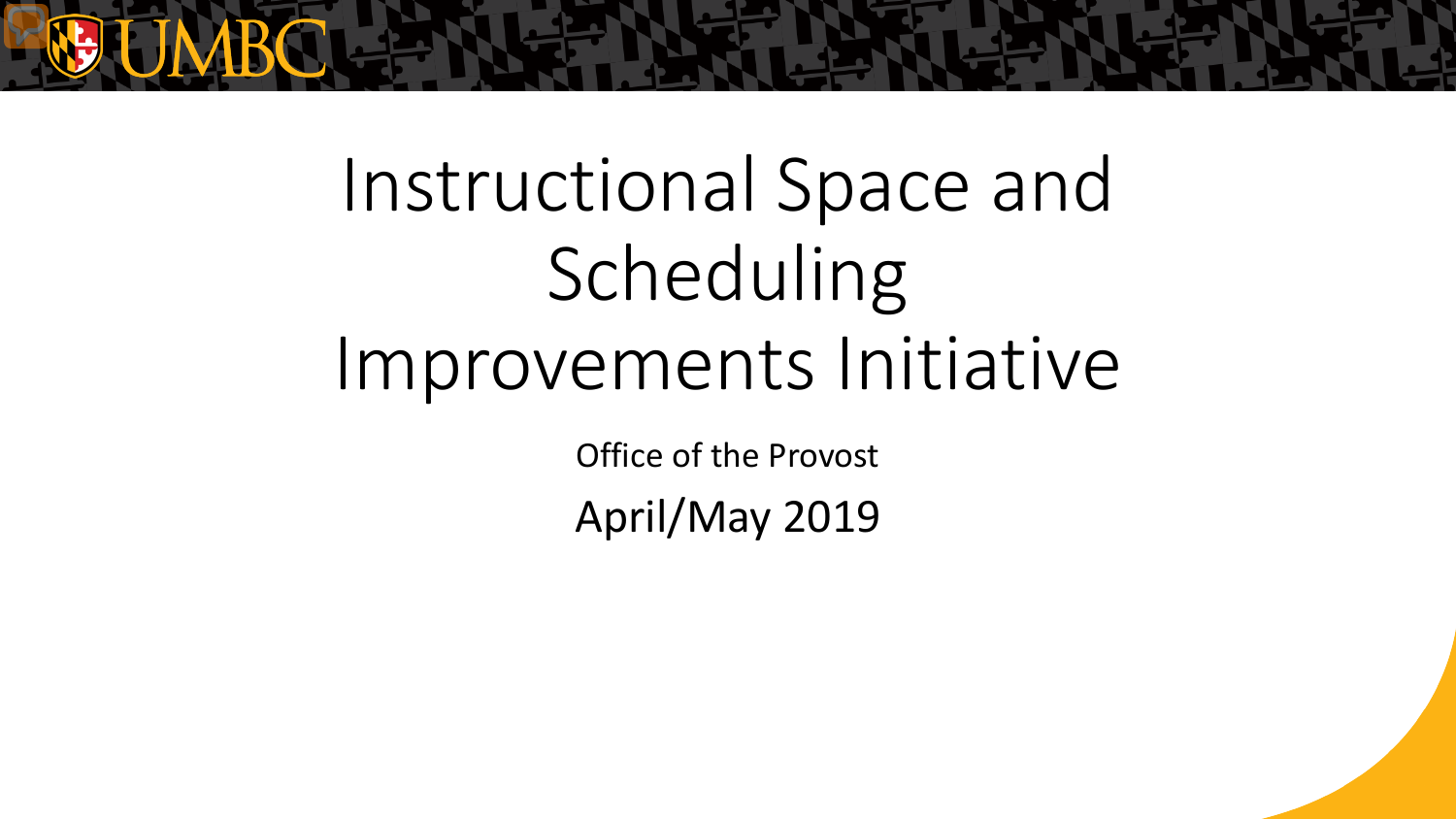# Instructional Space and Scheduling Improvements Initiative

Office of the Provost

April/May 2019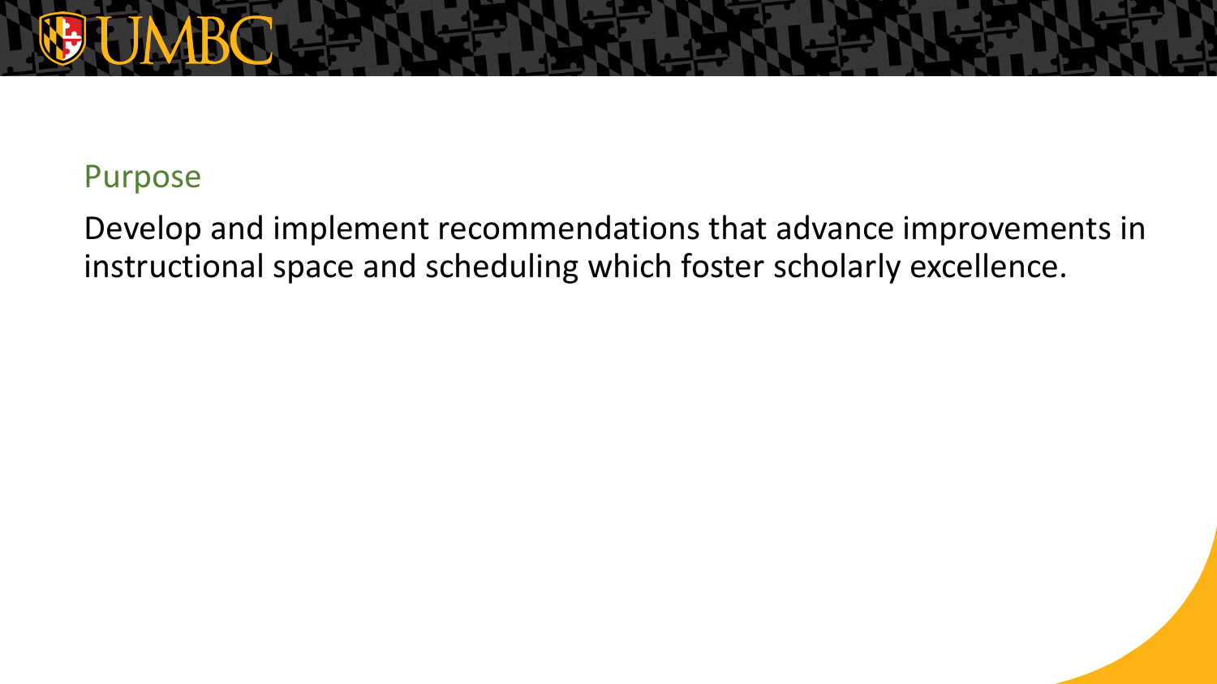## Purpose

Develop and implement recommendations that advance improvements in instructional space and scheduling which foster scholarly excellence.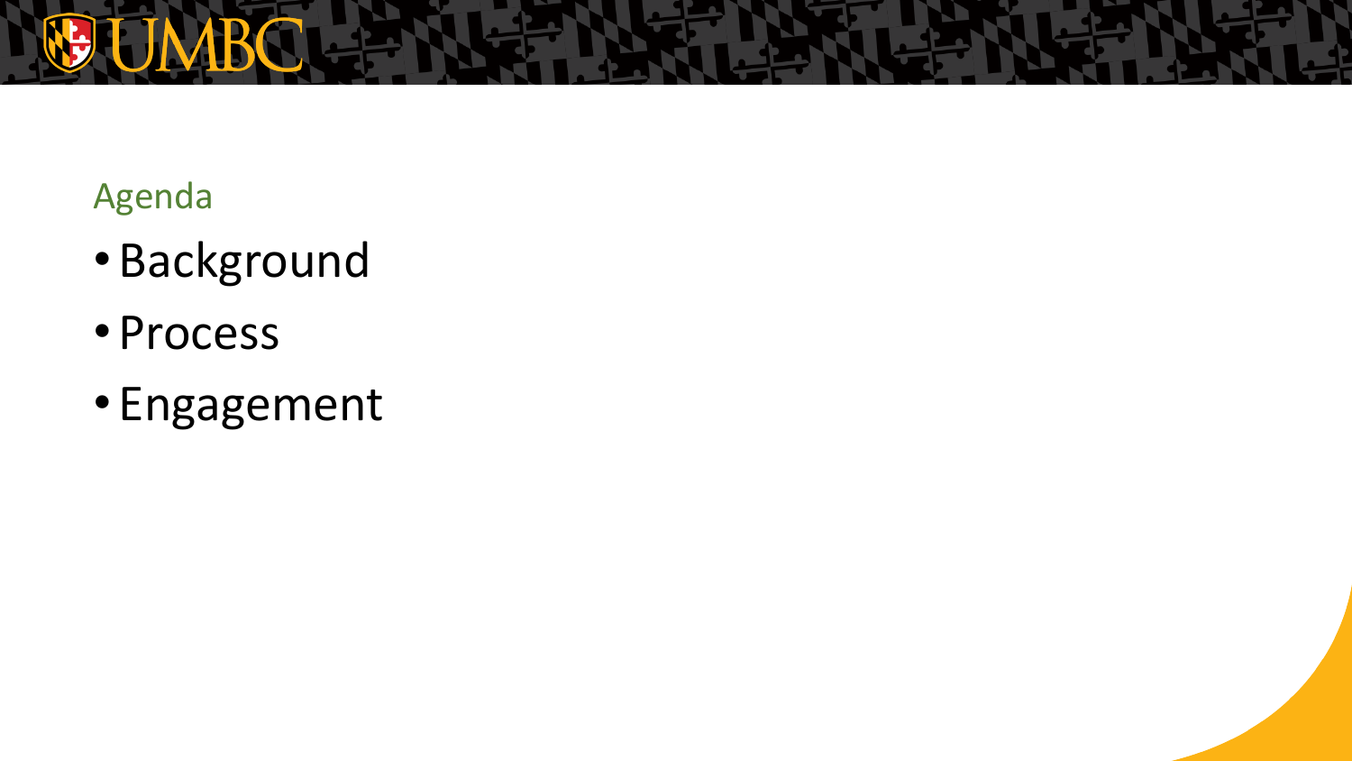## Agenda

- Background
- Process
- Engagement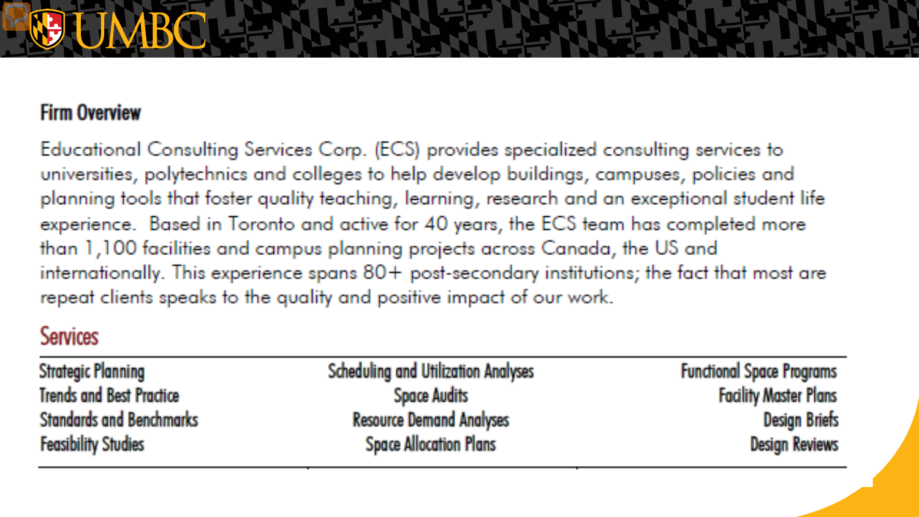## Firm Overview

Educational Consulting Services Corp. (ECS) provides specialized consulting services to universities, polytechnics and colleges to help develop buildings, campuses, policies and planning tools that foster quality teaching, learning, research and an exceptional student life experience. Based in Toronto and active for 40 years, the ECS team has completed more than 1,100 facilities and campus planning projects across Canada, the US and internationally. This experience spans 80+ post-secondary institutions; the fact that most are repeat clients speaks to the quality and positive impact of our work.

## Services

| | | |
|---|---|---|
| Strategic Planning | Scheduling and Utilization Analyses | Functional Space Programs |
| Trends and Best Practice | Space Audits | Facility Master Plans |
| Standards and Benchmarks | Resource Demand Analyses | Design Briefs |
| Feasibility Studies | Space Allocation Plans | Design Reviews |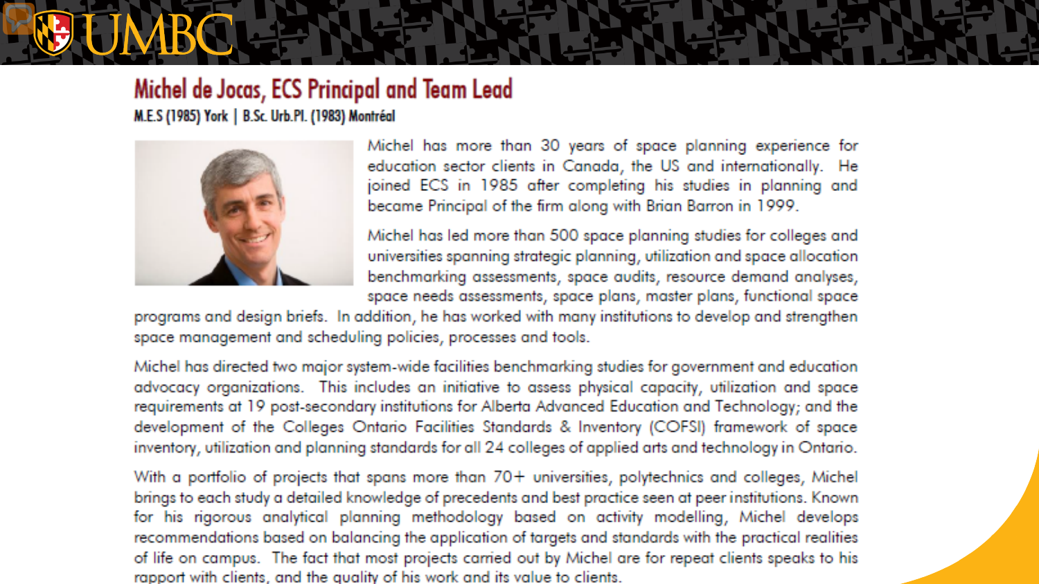## Michel de Jocas, ECS Principal and Team Lead

**M.E.S (1985) York | B.Sc. Urb.Pl. (1983) Montréal**

Michel has more than 30 years of space planning experience for education sector clients in Canada, the US and internationally. He joined ECS in 1985 after completing his studies in planning and became Principal of the firm along with Brian Barron in 1999.

Michel has led more than 500 space planning studies for colleges and universities spanning strategic planning, utilization and space allocation benchmarking assessments, space audits, resource demand analyses, space needs assessments, space plans, master plans, functional space programs and design briefs. In addition, he has worked with many institutions to develop and strengthen space management and scheduling policies, processes and tools.

Michel has directed two major system-wide facilities benchmarking studies for government and education advocacy organizations. This includes an initiative to assess physical capacity, utilization and space requirements at 19 post-secondary institutions for Alberta Advanced Education and Technology; and the development of the Colleges Ontario Facilities Standards & Inventory (COFSI) framework of space inventory, utilization and planning standards for all 24 colleges of applied arts and technology in Ontario.

With a portfolio of projects that spans more than 70+ universities, polytechnics and colleges, Michel brings to each study a detailed knowledge of precedents and best practice seen at peer institutions. Known for his rigorous analytical planning methodology based on activity modelling, Michel develops recommendations based on balancing the application of targets and standards with the practical realities of life on campus. The fact that most projects carried out by Michel are for repeat clients speaks to his rapport with clients, and the quality of his work and its value to clients.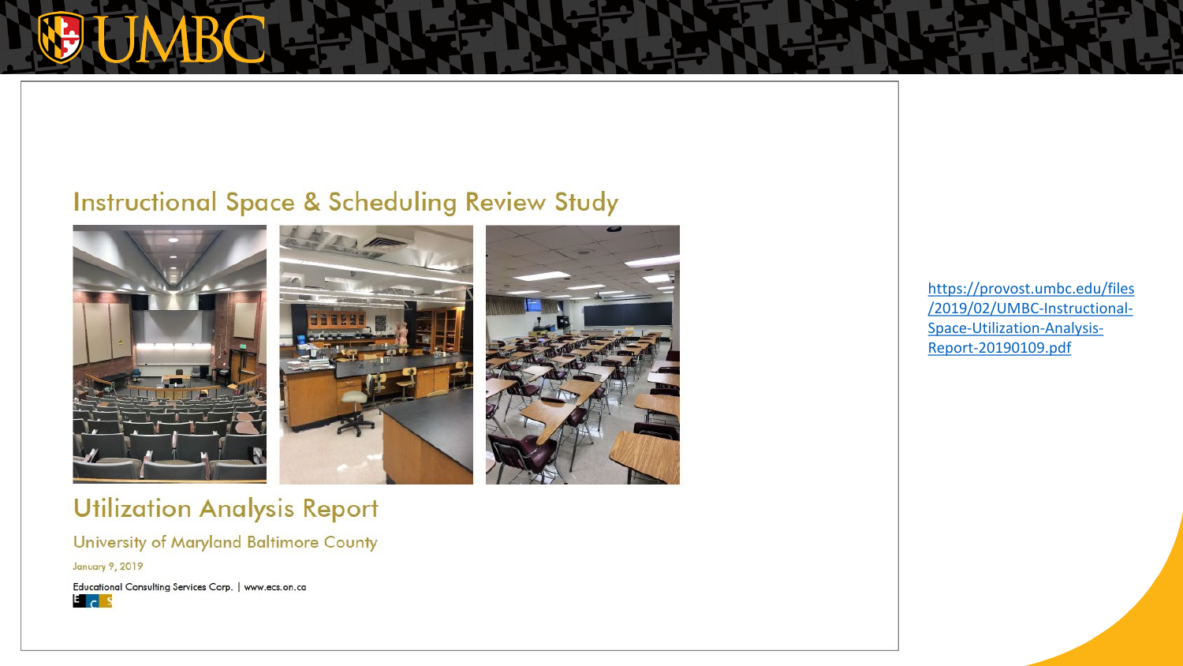## Instructional Space & Scheduling Review Study

## Utilization Analysis Report

University of Maryland Baltimore County

January 9, 2019

Educational Consulting Services Corp. | www.ecs.on.ca

https://provost.umbc.edu/files/2019/02/UMBC-Instructional-Space-Utilization-Analysis-Report-20190109.pdf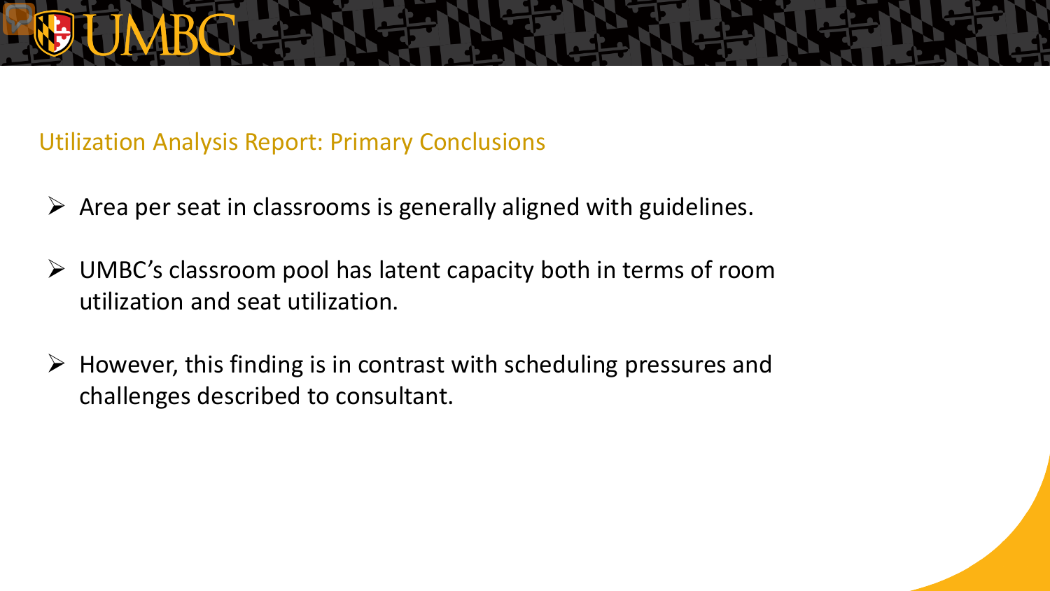## Utilization Analysis Report: Primary Conclusions

- Area per seat in classrooms is generally aligned with guidelines.
- UMBC's classroom pool has latent capacity both in terms of room utilization and seat utilization.
- However, this finding is in contrast with scheduling pressures and challenges described to consultant.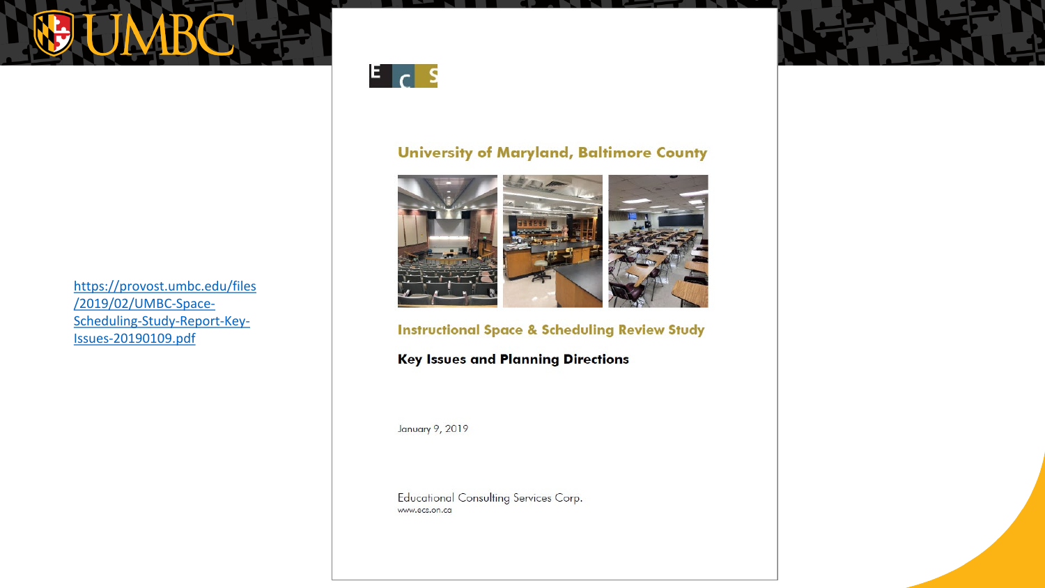https://provost.umbc.edu/files/2019/02/UMBC-Space-Scheduling-Study-Report-Key-Issues-20190109.pdf

E C S

## University of Maryland, Baltimore County

## Instructional Space & Scheduling Review Study

**Key Issues and Planning Directions**

January 9, 2019

Educational Consulting Services Corp.
www.ecs.on.ca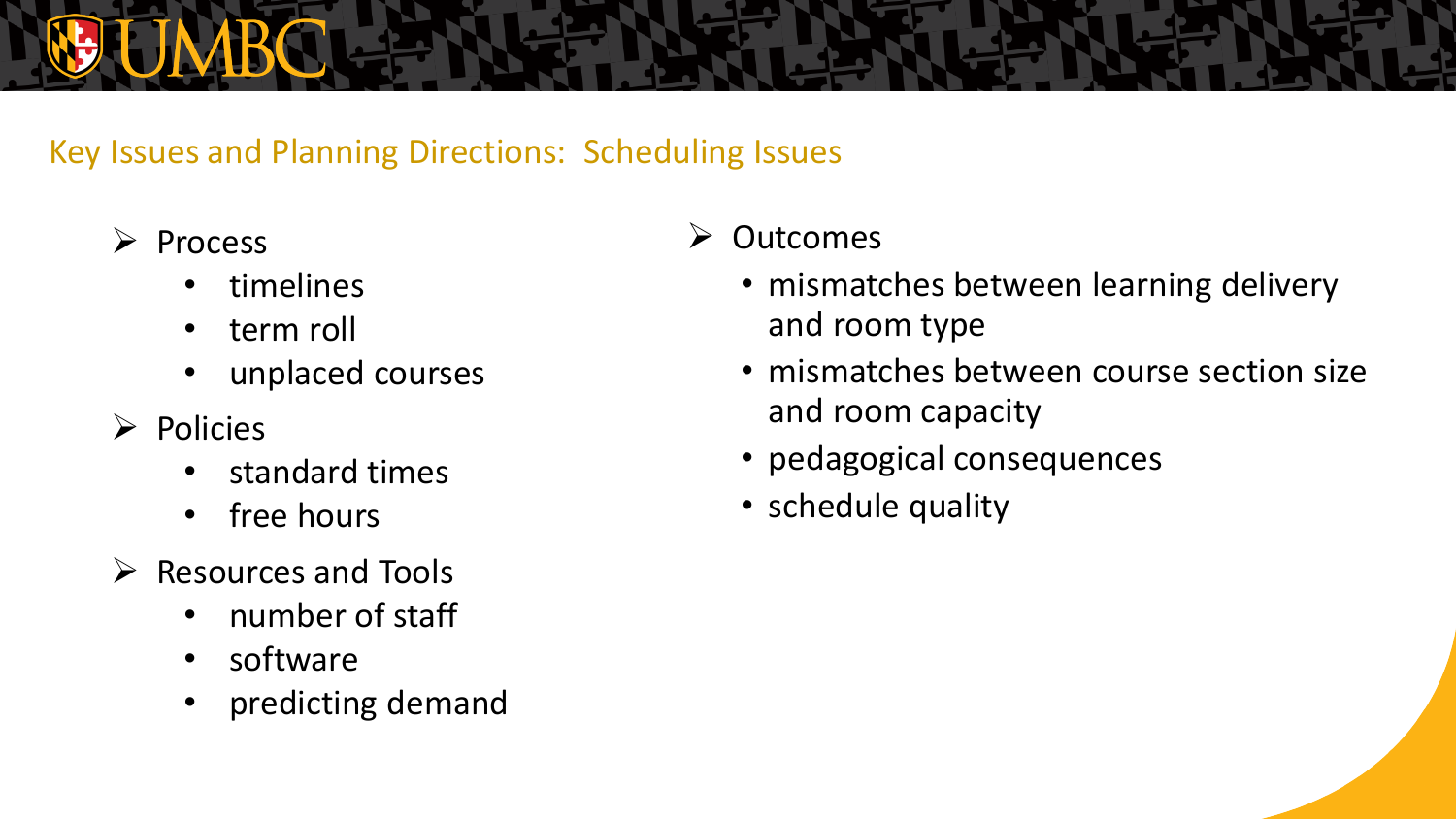## Key Issues and Planning Directions: Scheduling Issues

- Process
  - timelines
  - term roll
  - unplaced courses
- Policies
  - standard times
  - free hours
- Resources and Tools
  - number of staff
  - software
  - predicting demand
- Outcomes
  - mismatches between learning delivery and room type
  - mismatches between course section size and room capacity
  - pedagogical consequences
  - schedule quality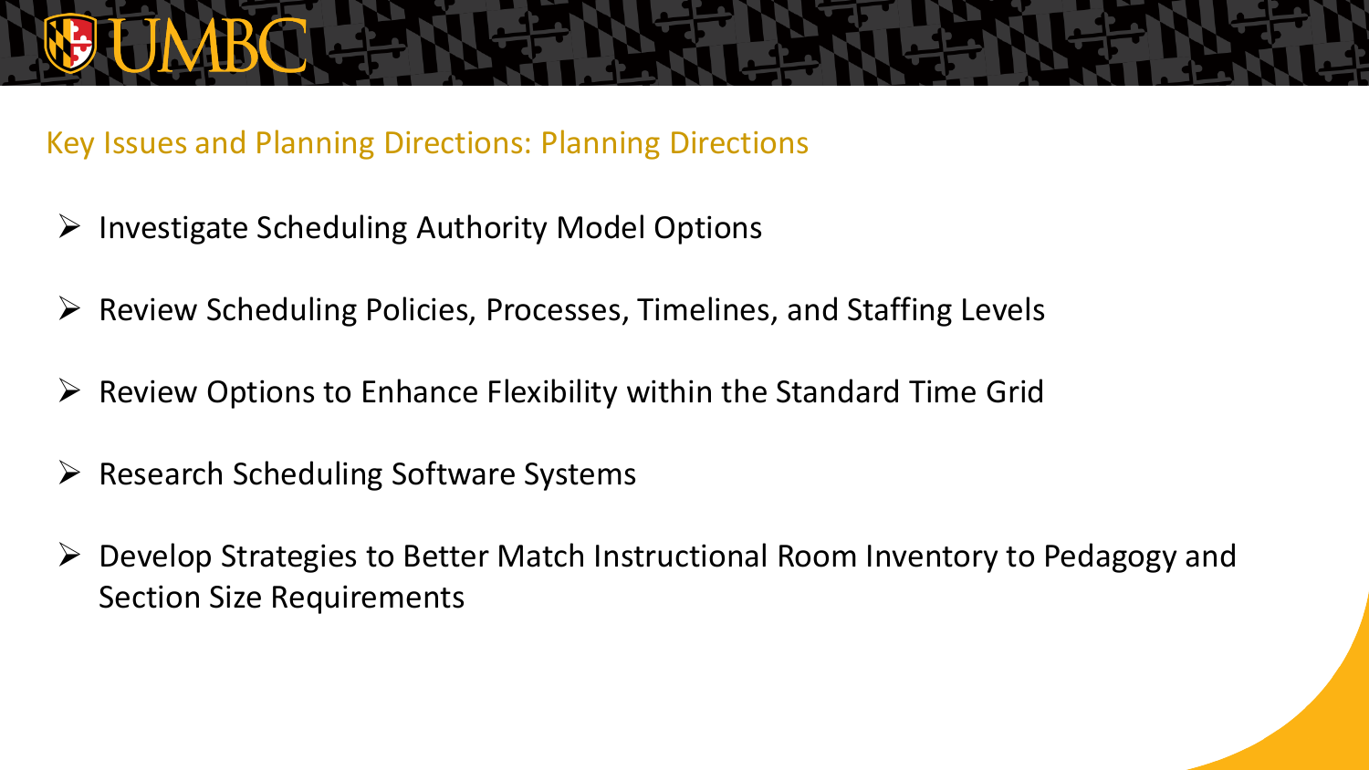## Key Issues and Planning Directions: Planning Directions

- Investigate Scheduling Authority Model Options
- Review Scheduling Policies, Processes, Timelines, and Staffing Levels
- Review Options to Enhance Flexibility within the Standard Time Grid
- Research Scheduling Software Systems
- Develop Strategies to Better Match Instructional Room Inventory to Pedagogy and Section Size Requirements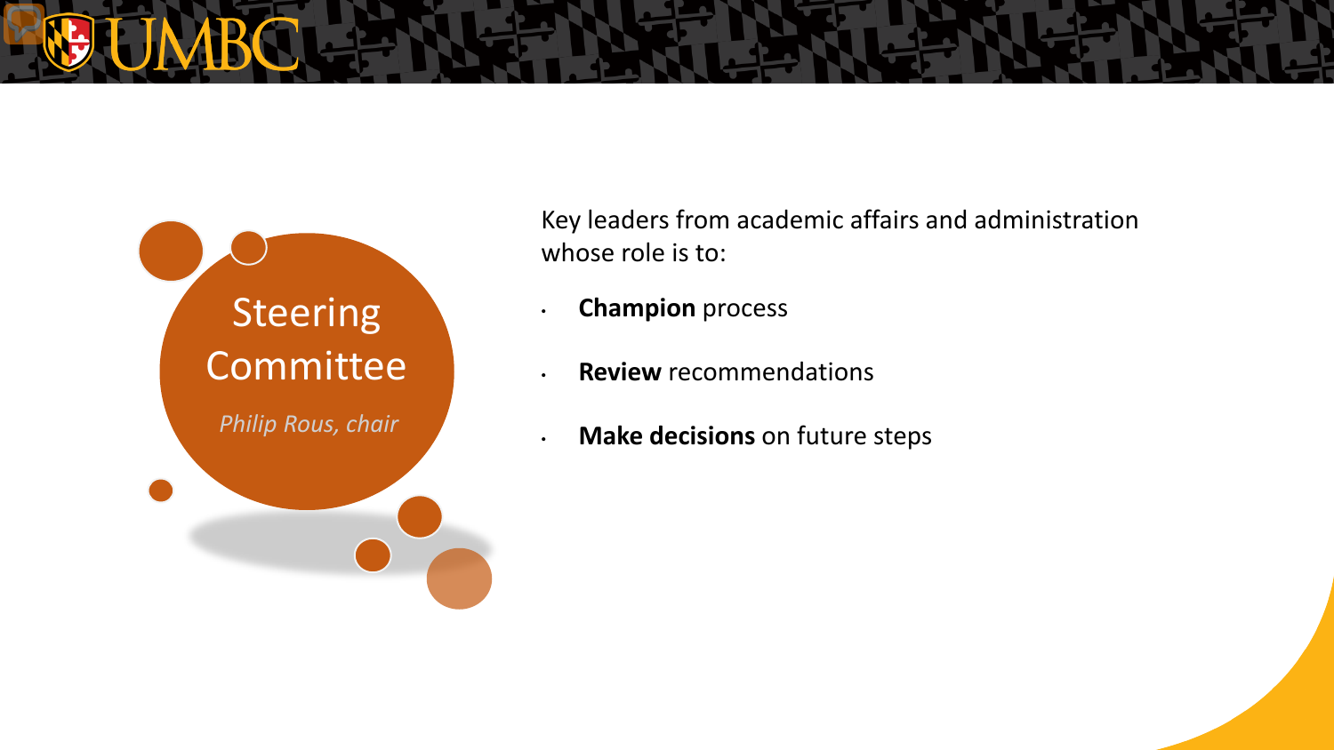# Steering Committee

*Philip Rous, chair*

Key leaders from academic affairs and administration whose role is to:

- **Champion** process
- **Review** recommendations
- **Make decisions** on future steps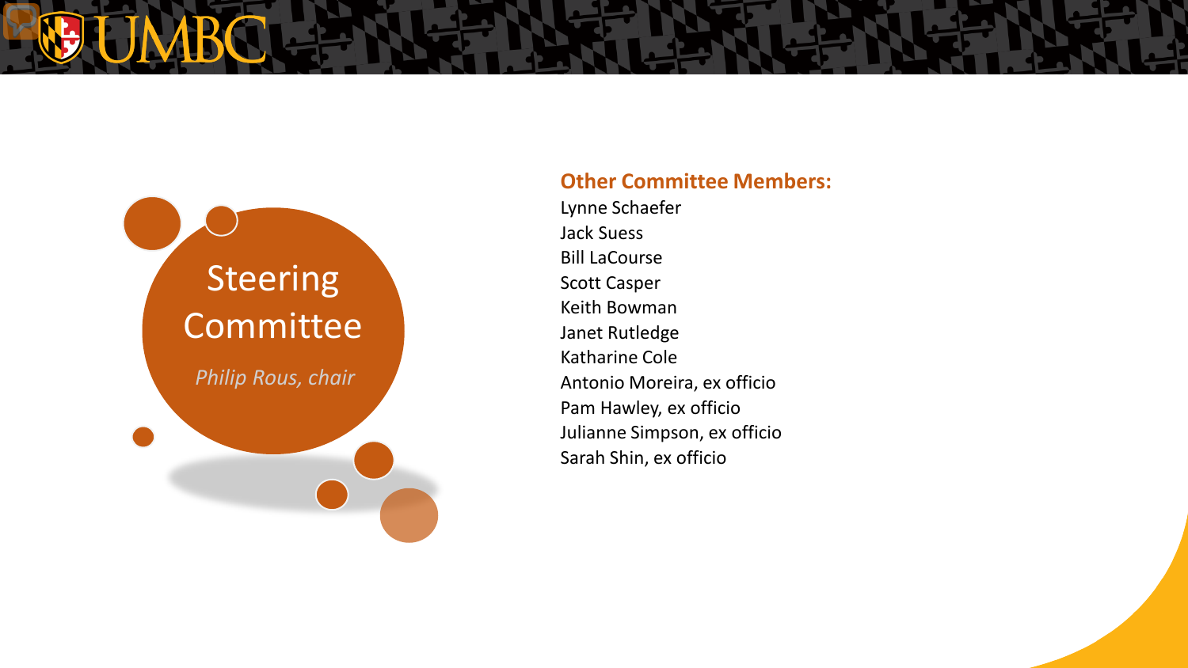# Steering Committee

*Philip Rous, chair*

**Other Committee Members:**

Lynne Schaefer
Jack Suess
Bill LaCourse
Scott Casper
Keith Bowman
Janet Rutledge
Katharine Cole
Antonio Moreira, ex officio
Pam Hawley, ex officio
Julianne Simpson, ex officio
Sarah Shin, ex officio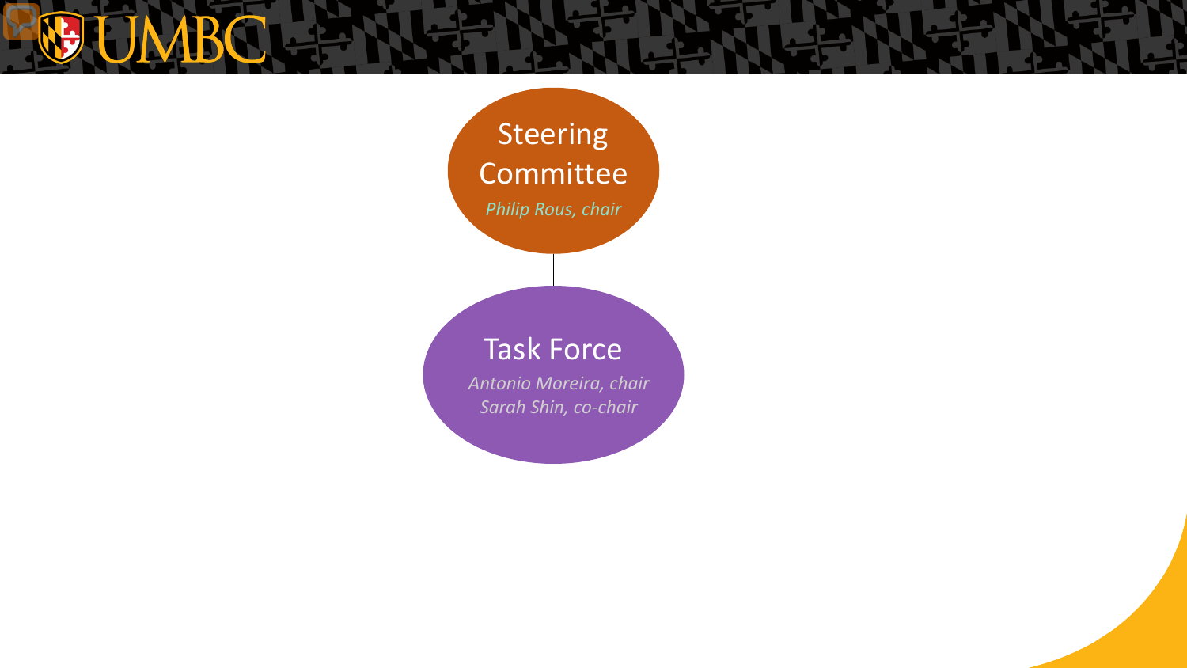Steering Committee

*Philip Rous, chair*

Task Force

*Antonio Moreira, chair*

*Sarah Shin, co-chair*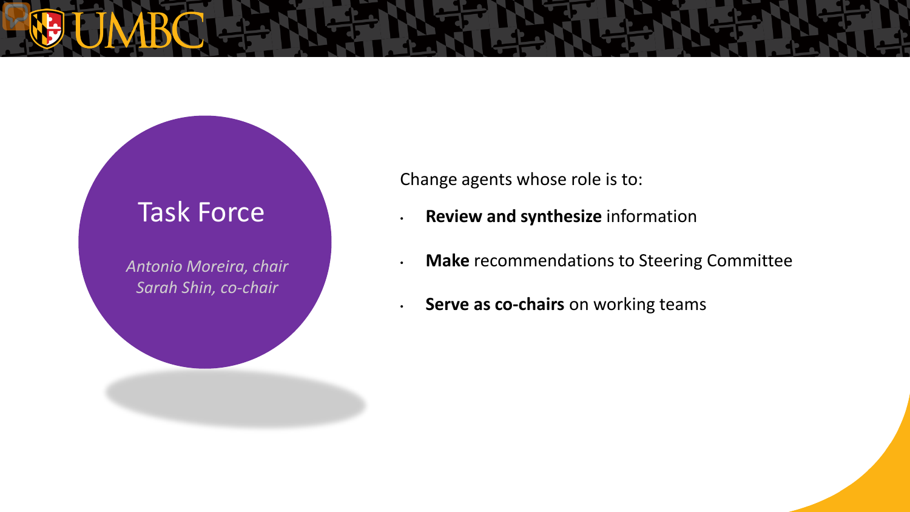## Task Force

*Antonio Moreira, chair*
*Sarah Shin, co-chair*

Change agents whose role is to:

- **Review and synthesize** information
- **Make** recommendations to Steering Committee
- **Serve as co-chairs** on working teams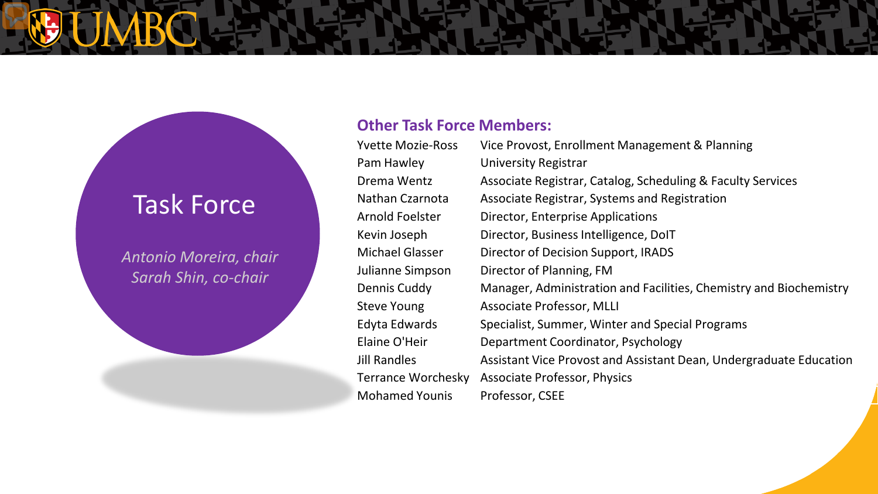# Task Force

*Antonio Moreira, chair*
*Sarah Shin, co-chair*

## Other Task Force Members:

| Name | Title |
| --- | --- |
| Yvette Mozie-Ross | Vice Provost, Enrollment Management & Planning |
| Pam Hawley | University Registrar |
| Drema Wentz | Associate Registrar, Catalog, Scheduling & Faculty Services |
| Nathan Czarnota | Associate Registrar, Systems and Registration |
| Arnold Foelster | Director, Enterprise Applications |
| Kevin Joseph | Director, Business Intelligence, DoIT |
| Michael Glasser | Director of Decision Support, IRADS |
| Julianne Simpson | Director of Planning, FM |
| Dennis Cuddy | Manager, Administration and Facilities, Chemistry and Biochemistry |
| Steve Young | Associate Professor, MLLI |
| Edyta Edwards | Specialist, Summer, Winter and Special Programs |
| Elaine O'Heir | Department Coordinator, Psychology |
| Jill Randles | Assistant Vice Provost and Assistant Dean, Undergraduate Education |
| Terrance Worchesky | Associate Professor, Physics |
| Mohamed Younis | Professor, CSEE |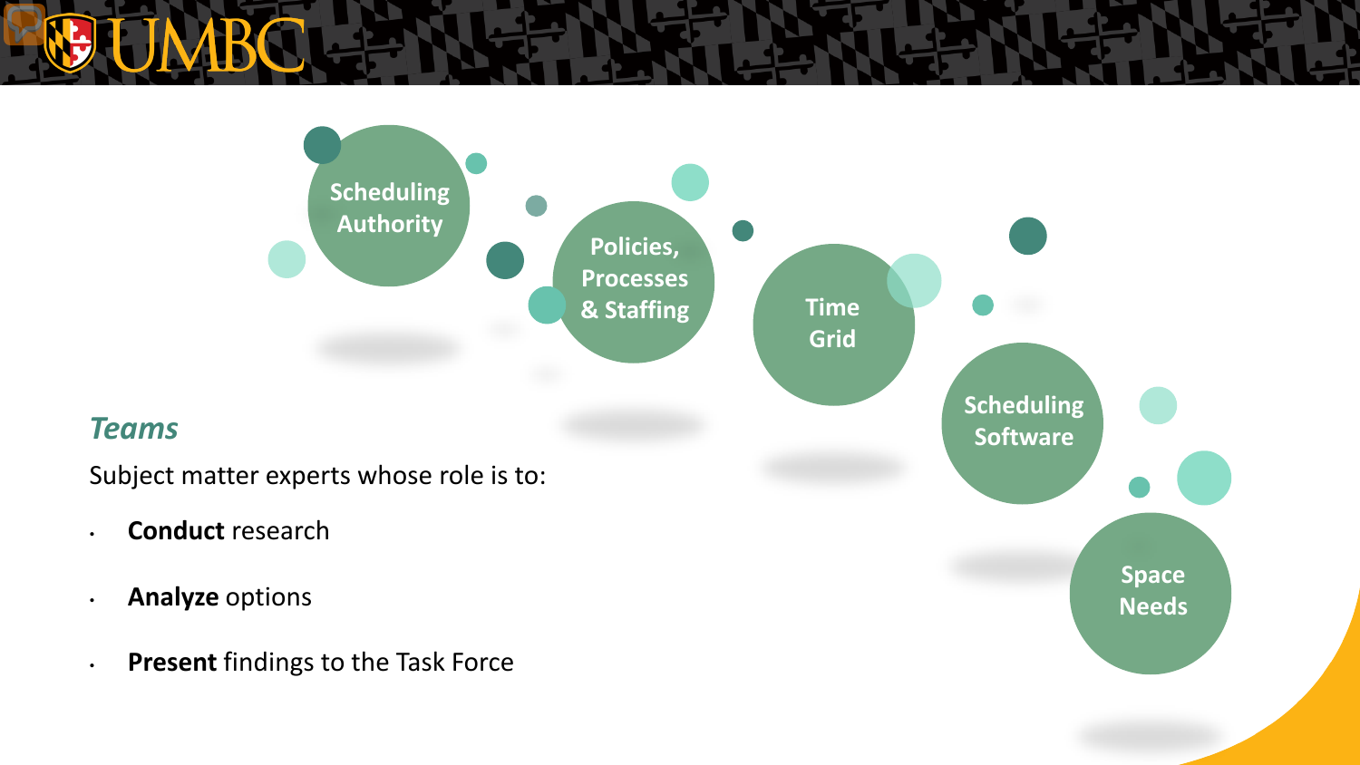- Scheduling Authority
- Policies, Processes & Staffing
- Time Grid
- Scheduling Software
- Space Needs

## *Teams*

Subject matter experts whose role is to:

- **Conduct** research
- **Analyze** options
- **Present** findings to the Task Force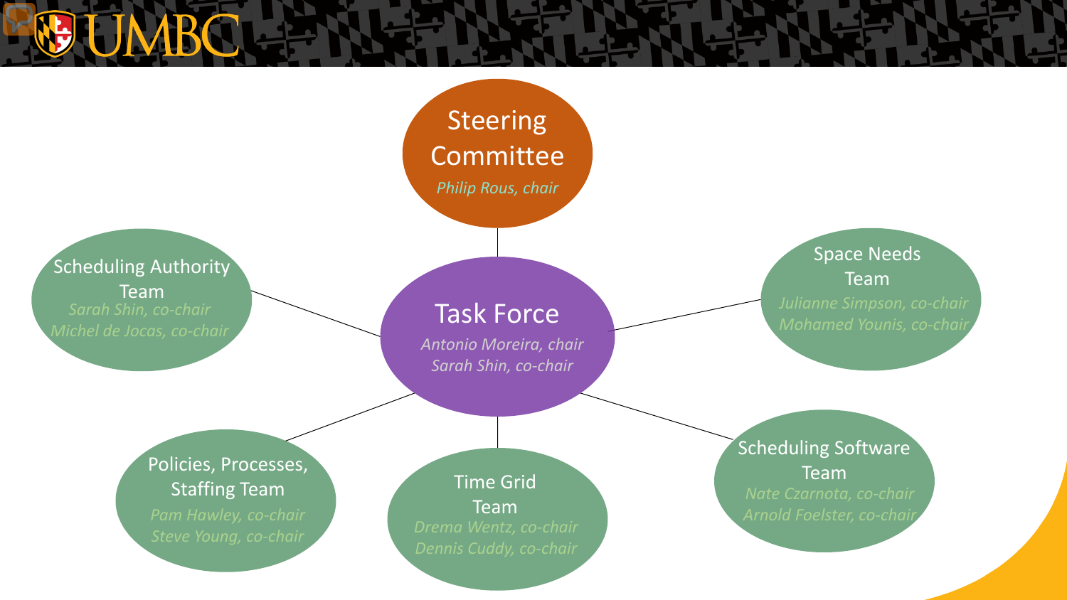## Steering Committee

*Philip Rous, chair*

## Task Force

*Antonio Moreira, chair*
*Sarah Shin, co-chair*

### Scheduling Authority Team

*Sarah Shin, co-chair*
*Michel de Jocas, co-chair*

### Space Needs Team

*Julianne Simpson, co-chair*
*Mohamed Younis, co-chair*

### Policies, Processes, Staffing Team

*Pam Hawley, co-chair*
*Steve Young, co-chair*

### Time Grid Team

*Drema Wentz, co-chair*
*Dennis Cuddy, co-chair*

### Scheduling Software Team

*Nate Czarnota, co-chair*
*Arnold Foelster, co-chair*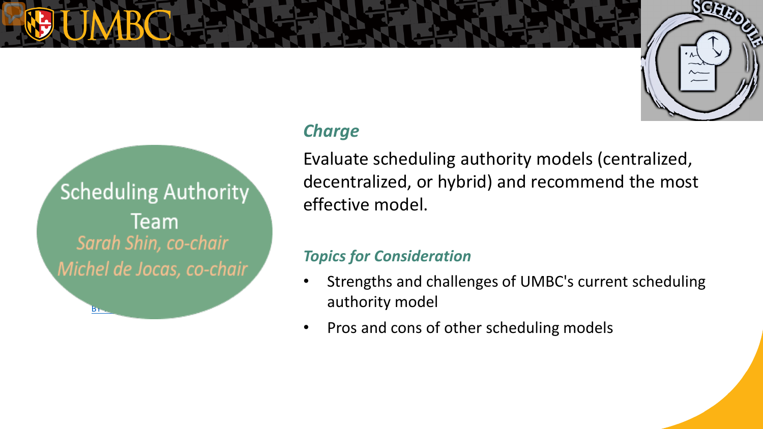## Scheduling Authority Team

*Sarah Shin, co-chair*

*Michel de Jocas, co-chair*

### *Charge*

Evaluate scheduling authority models (centralized, decentralized, or hybrid) and recommend the most effective model.

### *Topics for Consideration*

- Strengths and challenges of UMBC's current scheduling authority model
- Pros and cons of other scheduling models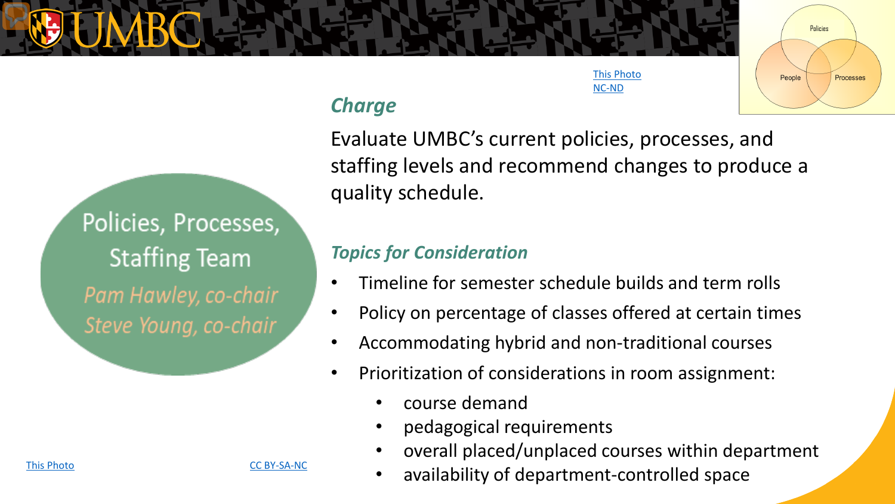## Policies, Processes, Staffing Team

*Pam Hawley, co-chair*
*Steve Young, co-chair*

### *Charge*

Evaluate UMBC's current policies, processes, and staffing levels and recommend changes to produce a quality schedule.

### *Topics for Consideration*

- Timeline for semester schedule builds and term rolls
- Policy on percentage of classes offered at certain times
- Accommodating hybrid and non-traditional courses
- Prioritization of considerations in room assignment:
  - course demand
  - pedagogical requirements
  - overall placed/unplaced courses within department
  - availability of department-controlled space

This Photo NC-ND

This Photo CC BY-SA-NC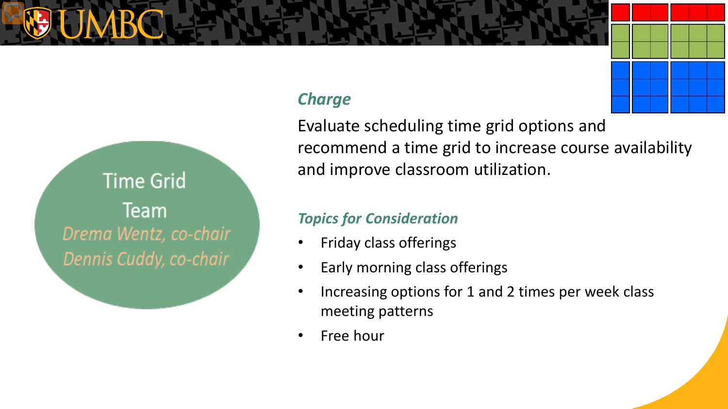## Time Grid Team

*Drema Wentz, co-chair*
*Dennis Cuddy, co-chair*

### *Charge*

Evaluate scheduling time grid options and recommend a time grid to increase course availability and improve classroom utilization.

### *Topics for Consideration*

- Friday class offerings
- Early morning class offerings
- Increasing options for 1 and 2 times per week class meeting patterns
- Free hour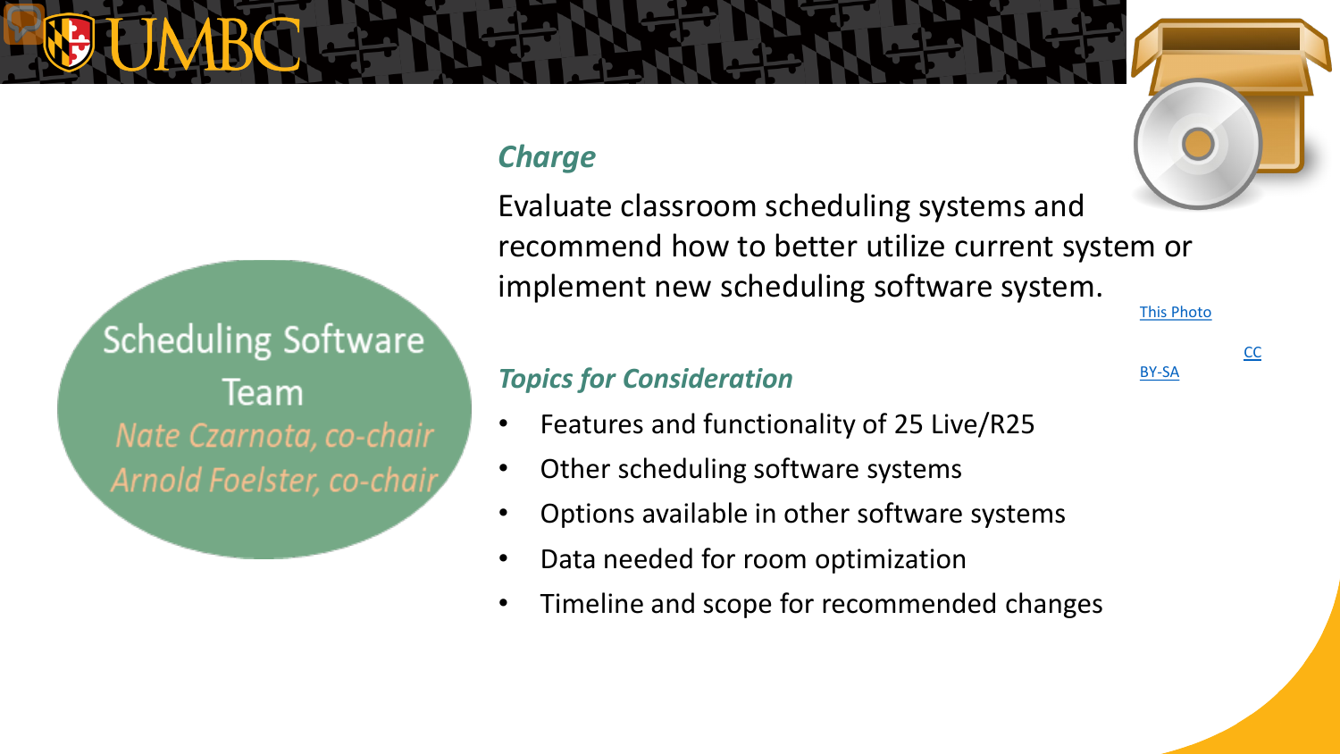## Scheduling Software Team

*Nate Czarnota, co-chair*
*Arnold Foelster, co-chair*

### *Charge*

Evaluate classroom scheduling systems and recommend how to better utilize current system or implement new scheduling software system.

This Photo CC BY-SA

### *Topics for Consideration*

- Features and functionality of 25 Live/R25
- Other scheduling software systems
- Options available in other software systems
- Data needed for room optimization
- Timeline and scope for recommended changes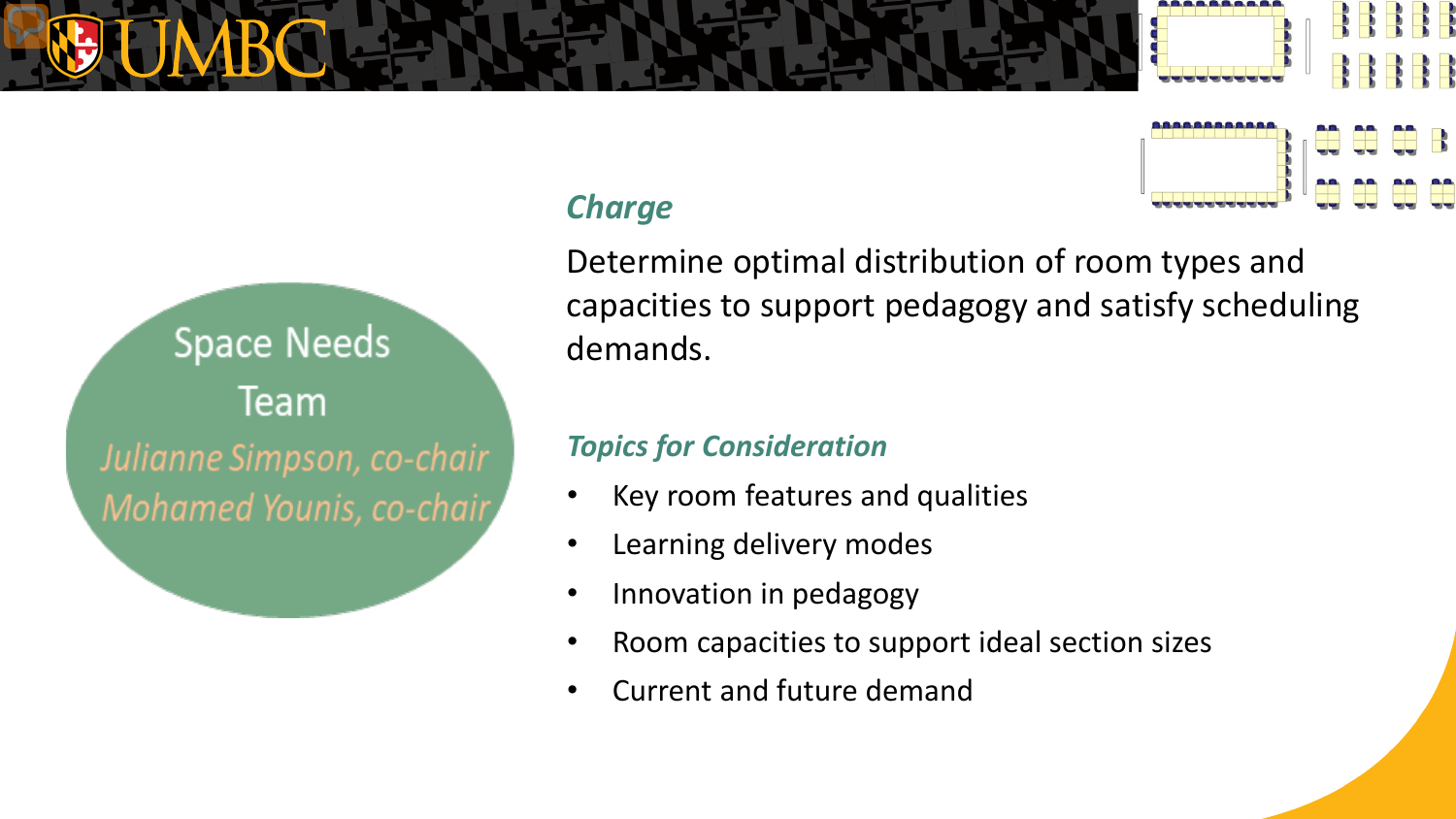## Space Needs Team

*Julianne Simpson, co-chair*

*Mohamed Younis, co-chair*

### *Charge*

Determine optimal distribution of room types and capacities to support pedagogy and satisfy scheduling demands.

### *Topics for Consideration*

- Key room features and qualities
- Learning delivery modes
- Innovation in pedagogy
- Room capacities to support ideal section sizes
- Current and future demand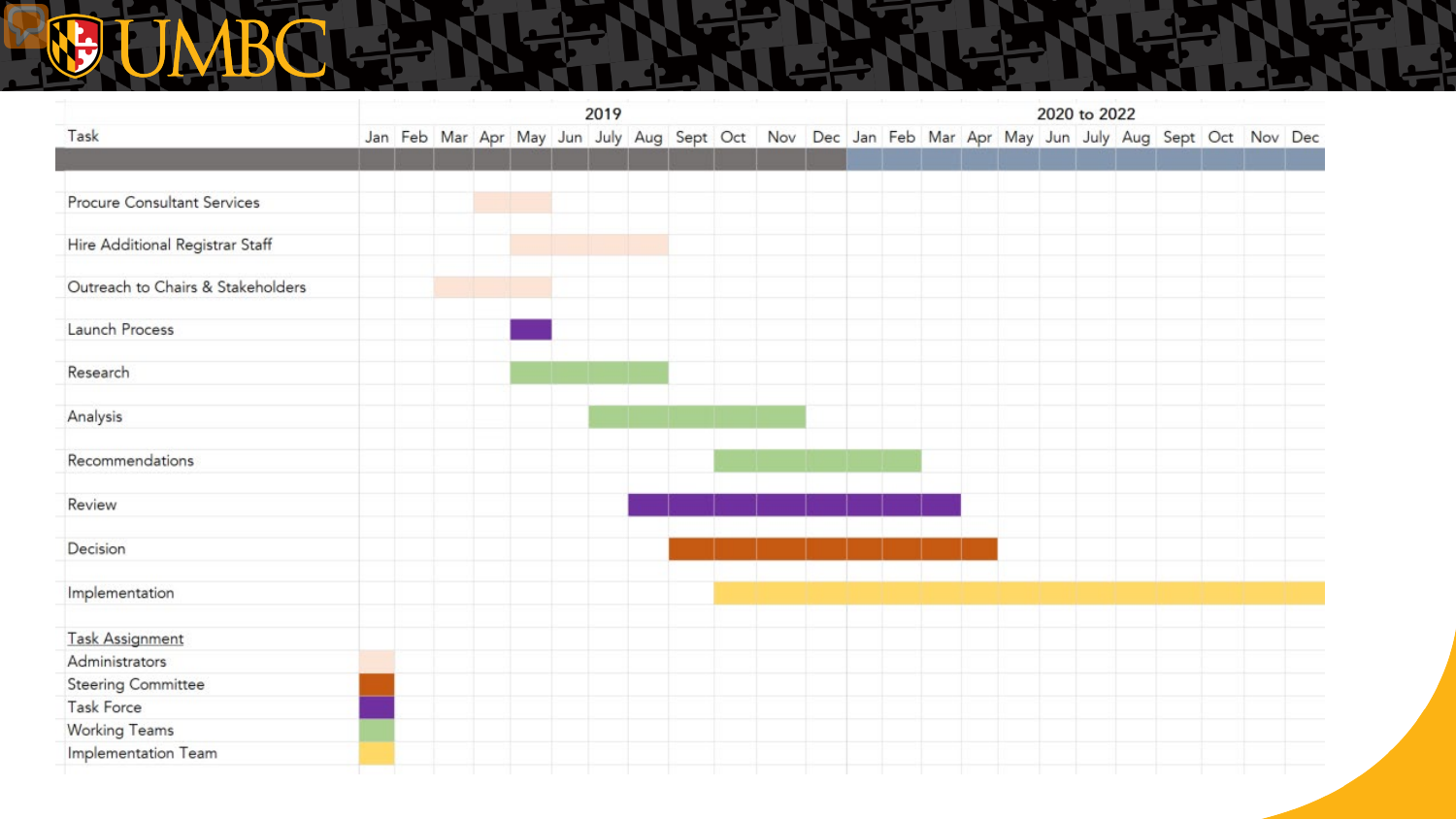| Task | 2019 | | | | | | | | | | | | 2020 to 2022 | | | | | | | | | | | |
|---|---|---|---|---|---|---|---|---|---|---|---|---|---|---|---|---|---|---|---|---|---|---|---|---|
| | Jan | Feb | Mar | Apr | May | Jun | July | Aug | Sept | Oct | Nov | Dec | Jan | Feb | Mar | Apr | May | Jun | July | Aug | Sept | Oct | Nov | Dec |
| Procure Consultant Services | | | | ■ | ■ | | | | | | | | | | | | | | | | | | | |
| Hire Additional Registrar Staff | | | | | ■ | ■ | ■ | ■ | | | | | | | | | | | | | | | | |
| Outreach to Chairs & Stakeholders | | | ■ | ■ | ■ | | | | | | | | | | | | | | | | | | | |
| Launch Process | | | | | ■ | | | | | | | | | | | | | | | | | | | |
| Research | | | | | ■ | ■ | ■ | ■ | | | | | | | | | | | | | | | | |
| Analysis | | | | | | | ■ | ■ | ■ | ■ | ■ | | | | | | | | | | | | | |
| Recommendations | | | | | | | | | | ■ | ■ | ■ | ■ | ■ | | | | | | | | | | |
| Review | | | | | | | | ■ | ■ | ■ | ■ | ■ | ■ | ■ | ■ | | | | | | | | | |
| Decision | | | | | | | | | ■ | ■ | ■ | ■ | ■ | ■ | ■ | ■ | | | | | | | | |
| Implementation | | | | | | | | | | ■ | ■ | ■ | ■ | ■ | ■ | ■ | ■ | ■ | ■ | ■ | ■ | ■ | ■ | ■ |

Task Assignment

- Administrators (Procure Consultant Services; Hire Additional Registrar Staff; Outreach to Chairs & Stakeholders)
- Steering Committee (Decision)
- Task Force (Launch Process; Review)
- Working Teams (Research; Analysis; Recommendations)
- Implementation Team (Implementation)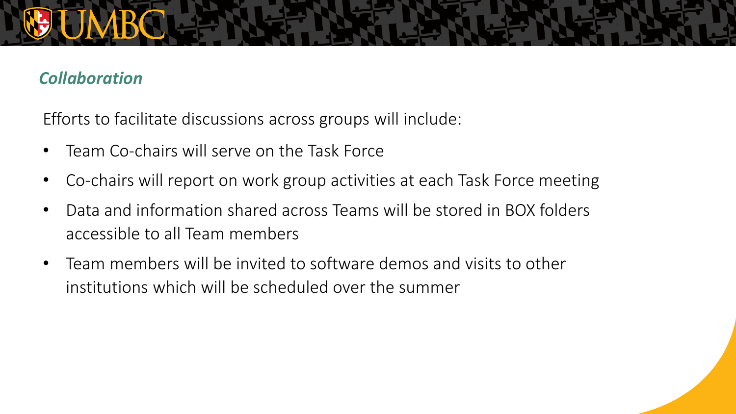## *Collaboration*

Efforts to facilitate discussions across groups will include:

- Team Co-chairs will serve on the Task Force
- Co-chairs will report on work group activities at each Task Force meeting
- Data and information shared across Teams will be stored in BOX folders accessible to all Team members
- Team members will be invited to software demos and visits to other institutions which will be scheduled over the summer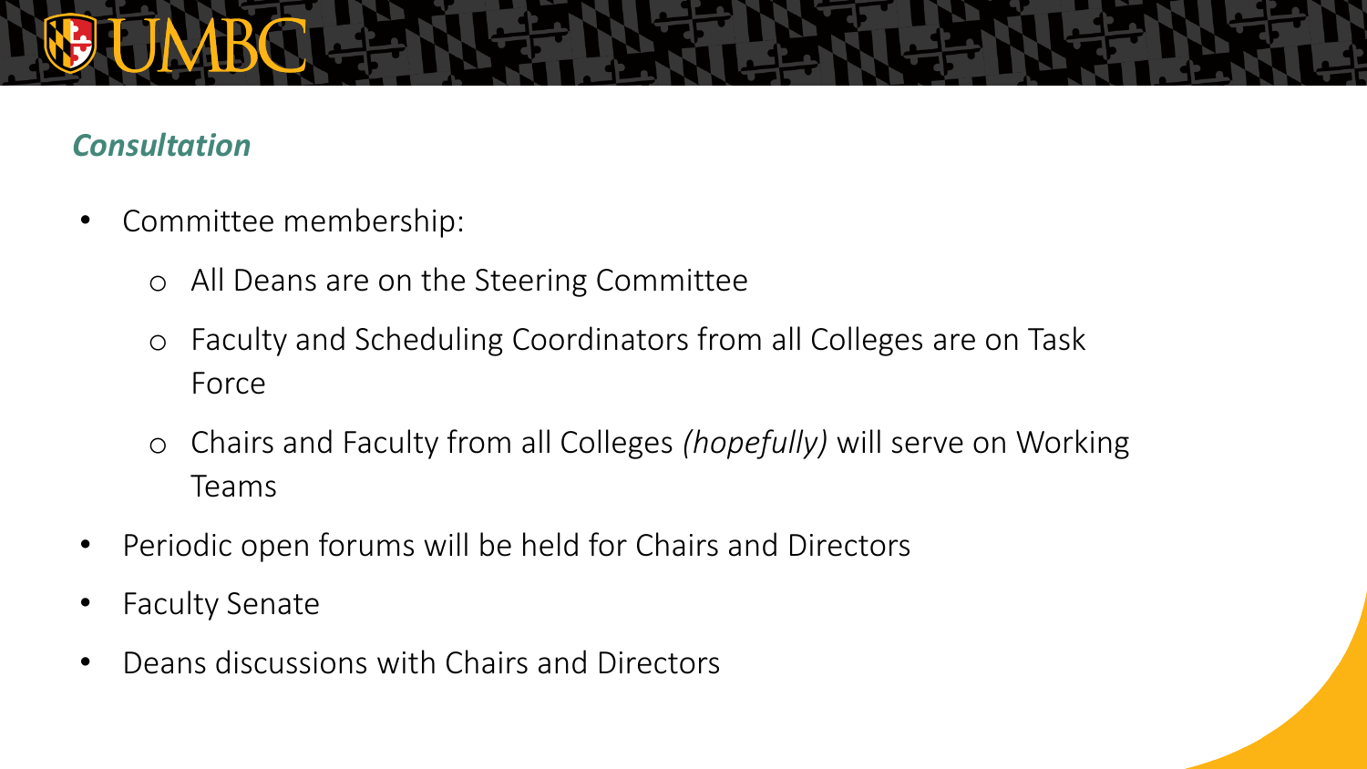## *Consultation*

- Committee membership:
  - All Deans are on the Steering Committee
  - Faculty and Scheduling Coordinators from all Colleges are on Task Force
  - Chairs and Faculty from all Colleges *(hopefully)* will serve on Working Teams
- Periodic open forums will be held for Chairs and Directors
- Faculty Senate
- Deans discussions with Chairs and Directors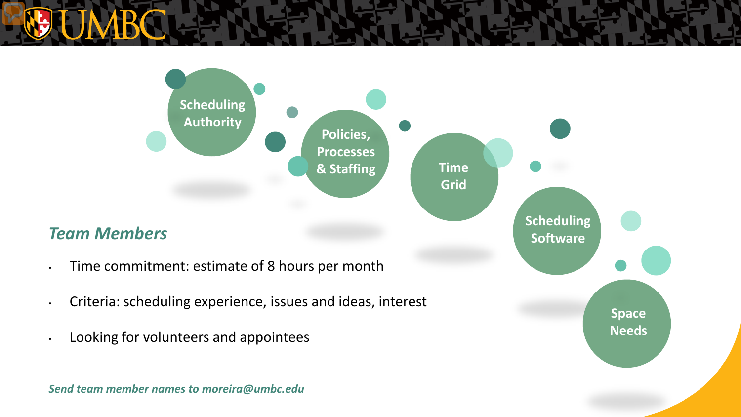Scheduling Authority

Policies, Processes & Staffing

Time Grid

Scheduling Software

Space Needs

## *Team Members*

- Time commitment: estimate of 8 hours per month
- Criteria: scheduling experience, issues and ideas, interest
- Looking for volunteers and appointees

***Send team member names to moreira@umbc.edu***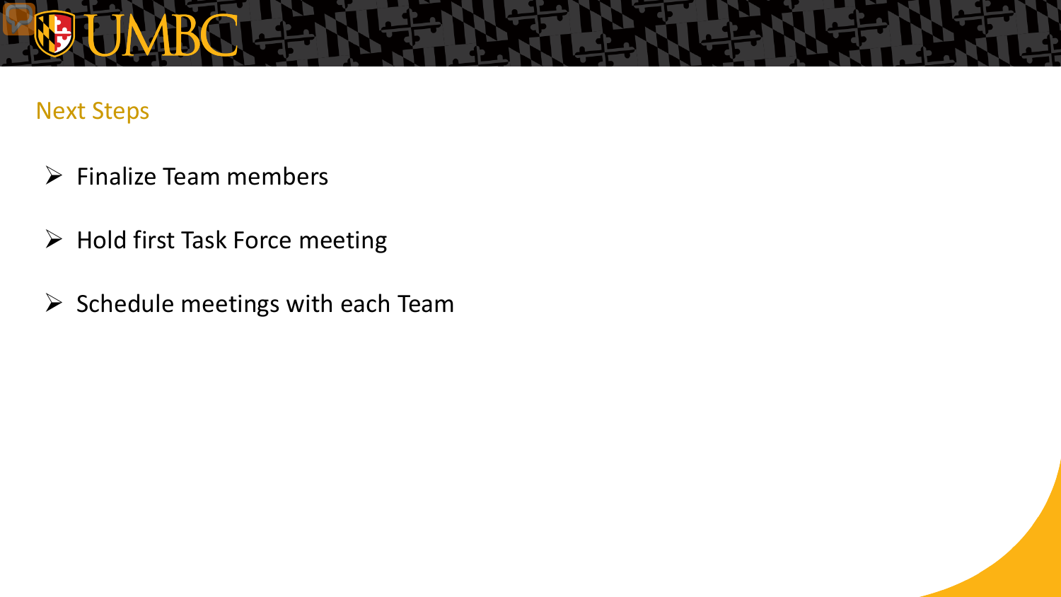## Next Steps

- Finalize Team members
- Hold first Task Force meeting
- Schedule meetings with each Team